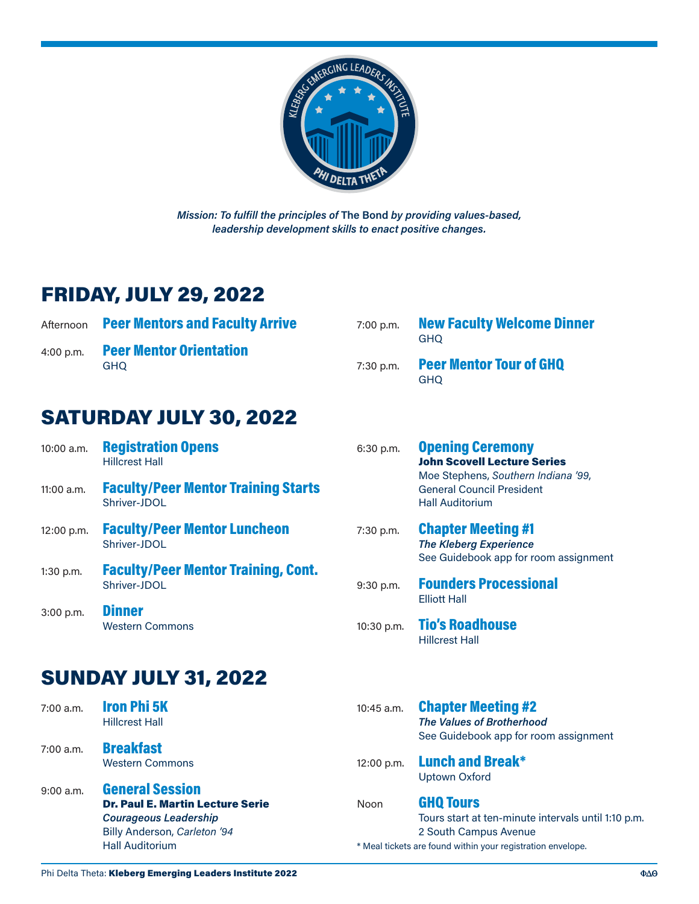*Mission: To fulfill the principles of* The Bond *by providing values-based, leadership development skills to enact positive changes.*

## FRIDAY, JULY 29, 2022

Afternoon **Peer Mentors and Faculty Arrive**

4:00 p.m. **Peer Mentor Orientation**
GHQ

7:00 p.m. **New Faculty Welcome Dinner**
GHQ

7:30 p.m. **Peer Mentor Tour of GHQ**
GHQ

## SATURDAY JULY 30, 2022

10:00 a.m. **Registration Opens**
Hillcrest Hall

11:00 a.m. **Faculty/Peer Mentor Training Starts**
Shriver-JDOL

12:00 p.m. **Faculty/Peer Mentor Luncheon**
Shriver-JDOL

1:30 p.m. **Faculty/Peer Mentor Training, Cont.**
Shriver-JDOL

3:00 p.m. **Dinner**
Western Commons

6:30 p.m. **Opening Ceremony**
**John Scovell Lecture Series**
Moe Stephens, *Southern Indiana '99*,
General Council President
Hall Auditorium

7:30 p.m. **Chapter Meeting #1**
***The Kleberg Experience***
See Guidebook app for room assignment

9:30 p.m. **Founders Processional**
Elliott Hall

10:30 p.m. **Tio's Roadhouse**
Hillcrest Hall

## SUNDAY JULY 31, 2022

7:00 a.m. **Iron Phi 5K**
Hillcrest Hall

7:00 a.m. **Breakfast**
Western Commons

9:00 a.m. **General Session**
**Dr. Paul E. Martin Lecture Serie**
***Courageous Leadership***
Billy Anderson, *Carleton '94*
Hall Auditorium

10:45 a.m. **Chapter Meeting #2**
***The Values of Brotherhood***
See Guidebook app for room assignment

12:00 p.m. **Lunch and Break***
Uptown Oxford

Noon **GHQ Tours**
Tours start at ten-minute intervals until 1:10 p.m.
2 South Campus Avenue

* Meal tickets are found within your registration envelope.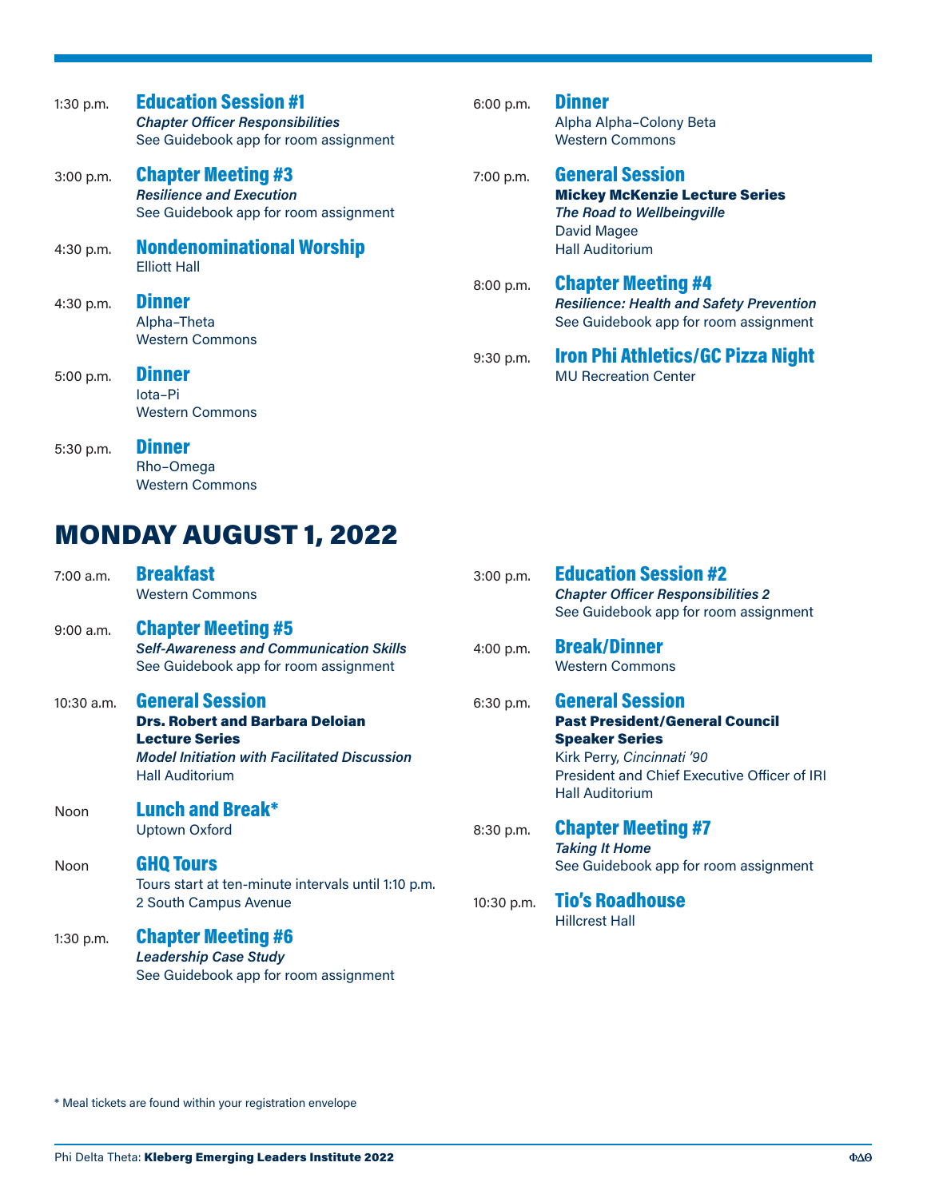1:30 p.m. **Education Session #1**
*Chapter Officer Responsibilities*
See Guidebook app for room assignment

3:00 p.m. **Chapter Meeting #3**
*Resilience and Execution*
See Guidebook app for room assignment

4:30 p.m. **Nondenominational Worship**
Elliott Hall

4:30 p.m. **Dinner**
Alpha–Theta
Western Commons

5:00 p.m. **Dinner**
Iota–Pi
Western Commons

5:30 p.m. **Dinner**
Rho–Omega
Western Commons

6:00 p.m. **Dinner**
Alpha Alpha–Colony Beta
Western Commons

7:00 p.m. **General Session**
**Mickey McKenzie Lecture Series**
*The Road to Wellbeingville*
David Magee
Hall Auditorium

8:00 p.m. **Chapter Meeting #4**
*Resilience: Health and Safety Prevention*
See Guidebook app for room assignment

9:30 p.m. **Iron Phi Athletics/GC Pizza Night**
MU Recreation Center

## MONDAY AUGUST 1, 2022

7:00 a.m. **Breakfast**
Western Commons

9:00 a.m. **Chapter Meeting #5**
*Self-Awareness and Communication Skills*
See Guidebook app for room assignment

10:30 a.m. **General Session**
**Drs. Robert and Barbara Deloian Lecture Series**
*Model Initiation with Facilitated Discussion*
Hall Auditorium

Noon **Lunch and Break***
Uptown Oxford

Noon **GHQ Tours**
Tours start at ten-minute intervals until 1:10 p.m.
2 South Campus Avenue

1:30 p.m. **Chapter Meeting #6**
*Leadership Case Study*
See Guidebook app for room assignment

3:00 p.m. **Education Session #2**
*Chapter Officer Responsibilities 2*
See Guidebook app for room assignment

4:00 p.m. **Break/Dinner**
Western Commons

6:30 p.m. **General Session**
**Past President/General Council Speaker Series**
Kirk Perry, *Cincinnati '90*
President and Chief Executive Officer of IRI
Hall Auditorium

8:30 p.m. **Chapter Meeting #7**
*Taking It Home*
See Guidebook app for room assignment

10:30 p.m. **Tio's Roadhouse**
Hillcrest Hall

\* Meal tickets are found within your registration envelope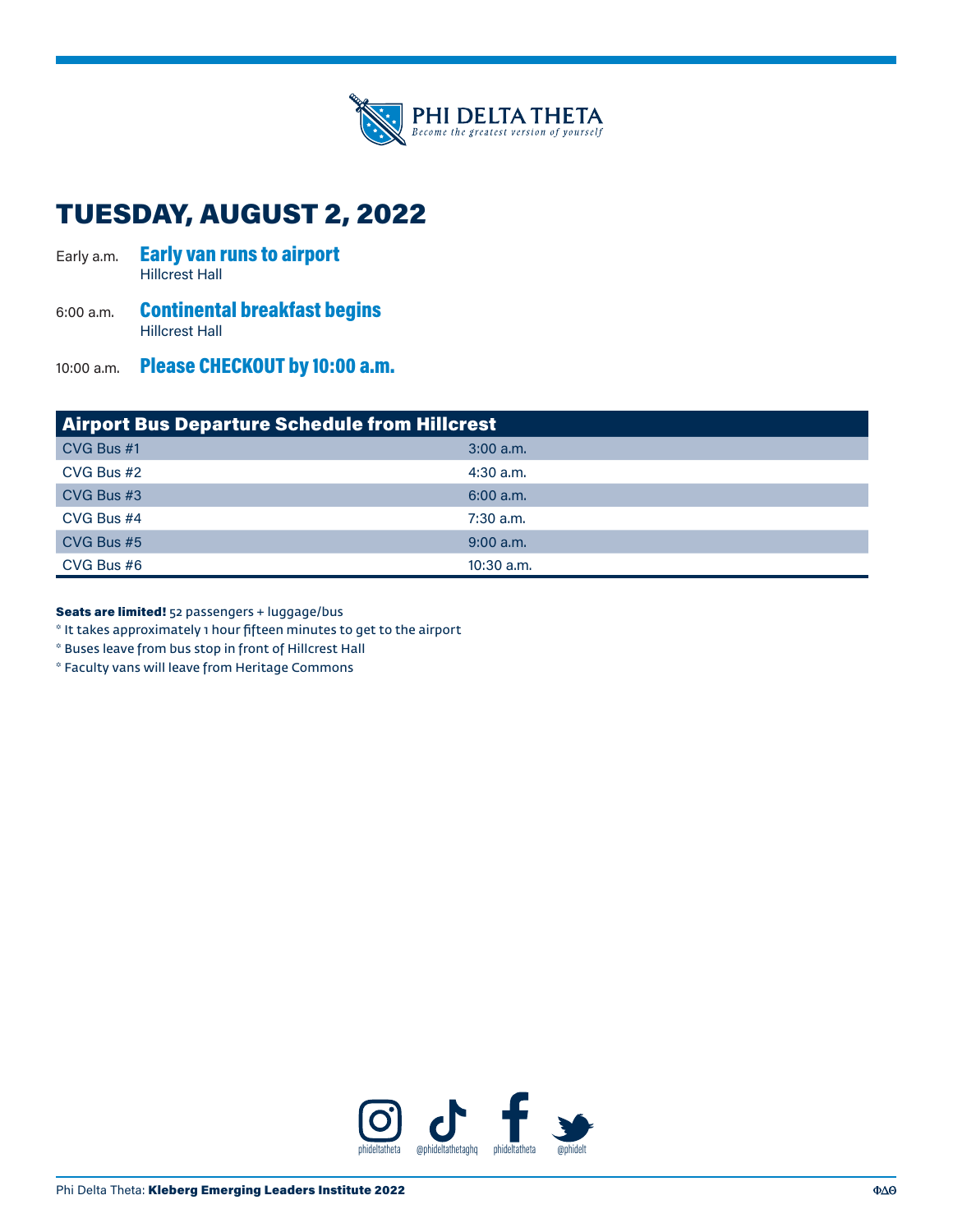# TUESDAY, AUGUST 2, 2022

Early a.m. **Early van runs to airport**
Hillcrest Hall

6:00 a.m. **Continental breakfast begins**
Hillcrest Hall

10:00 a.m. **Please CHECKOUT by 10:00 a.m.**

| Airport Bus Departure Schedule from Hillcrest | |
|---|---|
| CVG Bus #1 | 3:00 a.m. |
| CVG Bus #2 | 4:30 a.m. |
| CVG Bus #3 | 6:00 a.m. |
| CVG Bus #4 | 7:30 a.m. |
| CVG Bus #5 | 9:00 a.m. |
| CVG Bus #6 | 10:30 a.m. |

**Seats are limited!** 52 passengers + luggage/bus

* It takes approximately 1 hour fifteen minutes to get to the airport
* Buses leave from bus stop in front of Hillcrest Hall
* Faculty vans will leave from Heritage Commons

phideltatheta @phideltathetaghq phideltatheta @phidelt